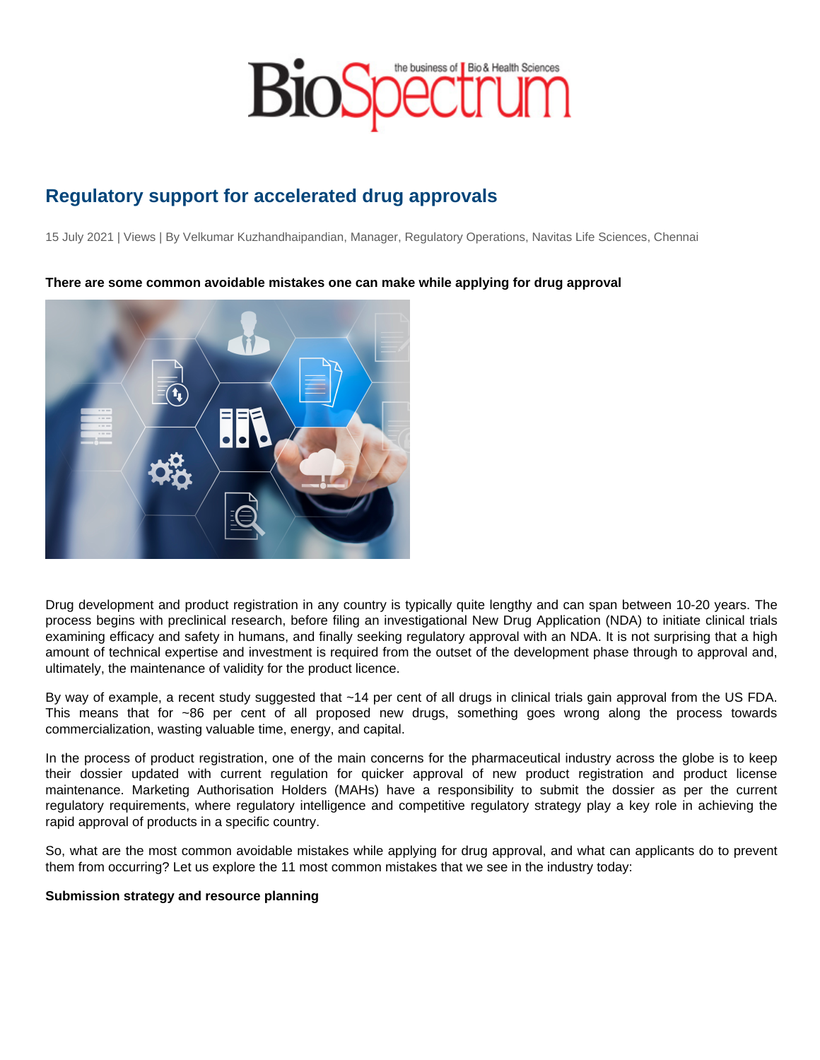# Regulatory support for accelerated drug approvals

15 July 2021 | Views | By Velkumar Kuzhandhaipandian, Manager, Regulatory Operations, Navitas Life Sciences, Chennai

**There are some common avoidable mistakes one can make while applying for drug approval**

Drug development and product registration in any country is typically quite lengthy and can span between 10-20 years. The process begins with preclinical research, before filing an investigational New Drug Application (NDA) to initiate clinical trials examining efficacy and safety in humans, and finally seeking regulatory approval with an NDA. It is not surprising that a high amount of technical expertise and investment is required from the outset of the development phase through to approval and, ultimately, the maintenance of validity for the product licence.

By way of example, a recent study suggested that ~14 per cent of all drugs in clinical trials gain approval from the US FDA. This means that for ~86 per cent of all proposed new drugs, something goes wrong along the process towards commercialization, wasting valuable time, energy, and capital.

In the process of product registration, one of the main concerns for the pharmaceutical industry across the globe is to keep their dossier updated with current regulation for quicker approval of new product registration and product license maintenance. Marketing Authorisation Holders (MAHs) have a responsibility to submit the dossier as per the current regulatory requirements, where regulatory intelligence and competitive regulatory strategy play a key role in achieving the rapid approval of products in a specific country.

So, what are the most common avoidable mistakes while applying for drug approval, and what can applicants do to prevent them from occurring? Let us explore the 11 most common mistakes that we see in the industry today:

**Submission strategy and resource planning**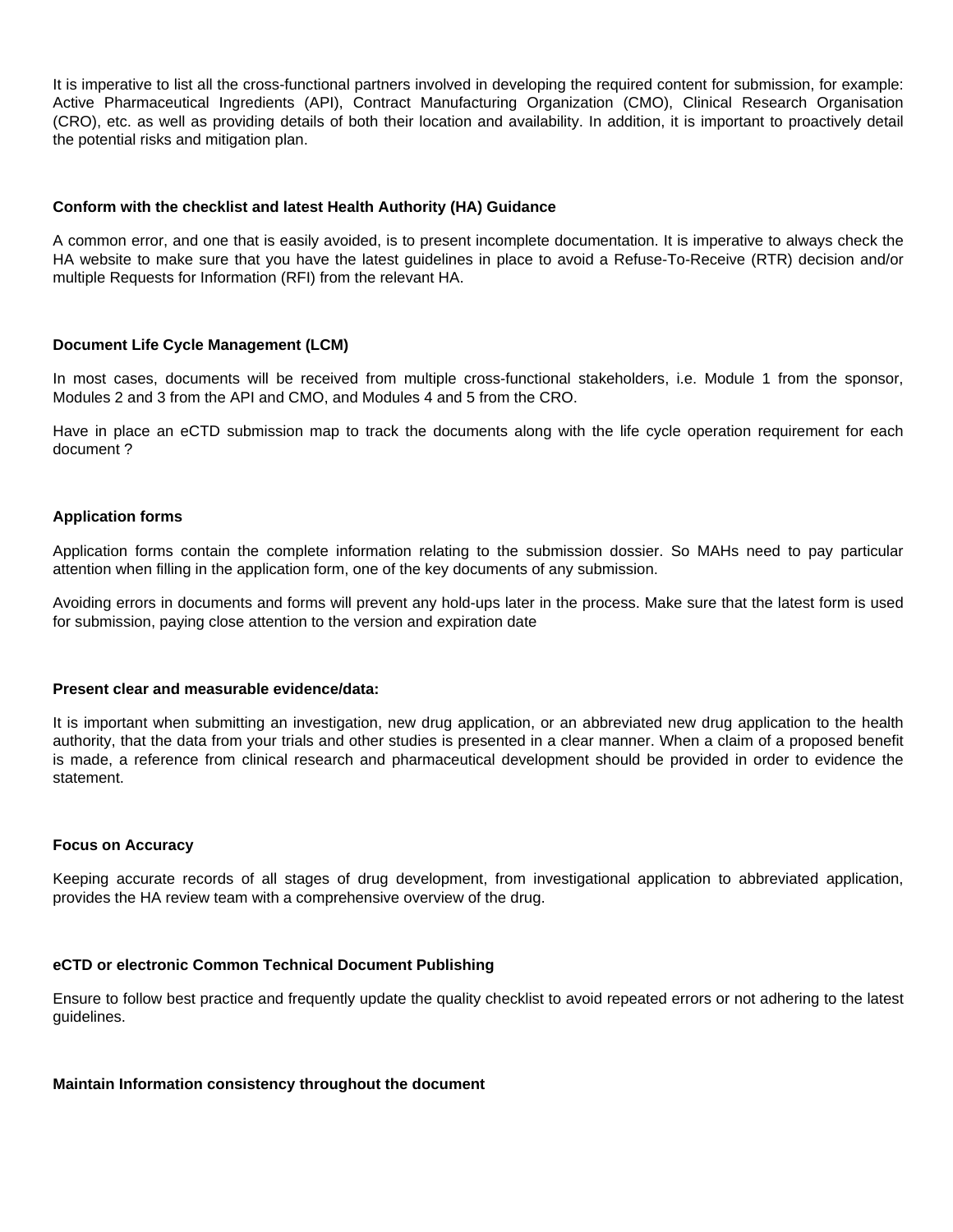It is imperative to list all the cross-functional partners involved in developing the required content for submission, for example: Active Pharmaceutical Ingredients (API), Contract Manufacturing Organization (CMO), Clinical Research Organisation (CRO), etc. as well as providing details of both their location and availability. In addition, it is important to proactively detail the potential risks and mitigation plan.

**Conform with the checklist and latest Health Authority (HA) Guidance**

A common error, and one that is easily avoided, is to present incomplete documentation. It is imperative to always check the HA website to make sure that you have the latest guidelines in place to avoid a Refuse-To-Receive (RTR) decision and/or multiple Requests for Information (RFI) from the relevant HA.

**Document Life Cycle Management (LCM)**

In most cases, documents will be received from multiple cross-functional stakeholders, i.e. Module 1 from the sponsor, Modules 2 and 3 from the API and CMO, and Modules 4 and 5 from the CRO.

Have in place an eCTD submission map to track the documents along with the life cycle operation requirement for each document ?

**Application forms**

Application forms contain the complete information relating to the submission dossier. So MAHs need to pay particular attention when filling in the application form, one of the key documents of any submission.

Avoiding errors in documents and forms will prevent any hold-ups later in the process. Make sure that the latest form is used for submission, paying close attention to the version and expiration date

**Present clear and measurable evidence/data:**

It is important when submitting an investigation, new drug application, or an abbreviated new drug application to the health authority, that the data from your trials and other studies is presented in a clear manner. When a claim of a proposed benefit is made, a reference from clinical research and pharmaceutical development should be provided in order to evidence the statement.

**Focus on Accuracy**

Keeping accurate records of all stages of drug development, from investigational application to abbreviated application, provides the HA review team with a comprehensive overview of the drug.

**eCTD or electronic Common Technical Document Publishing**

Ensure to follow best practice and frequently update the quality checklist to avoid repeated errors or not adhering to the latest guidelines.

**Maintain Information consistency throughout the document**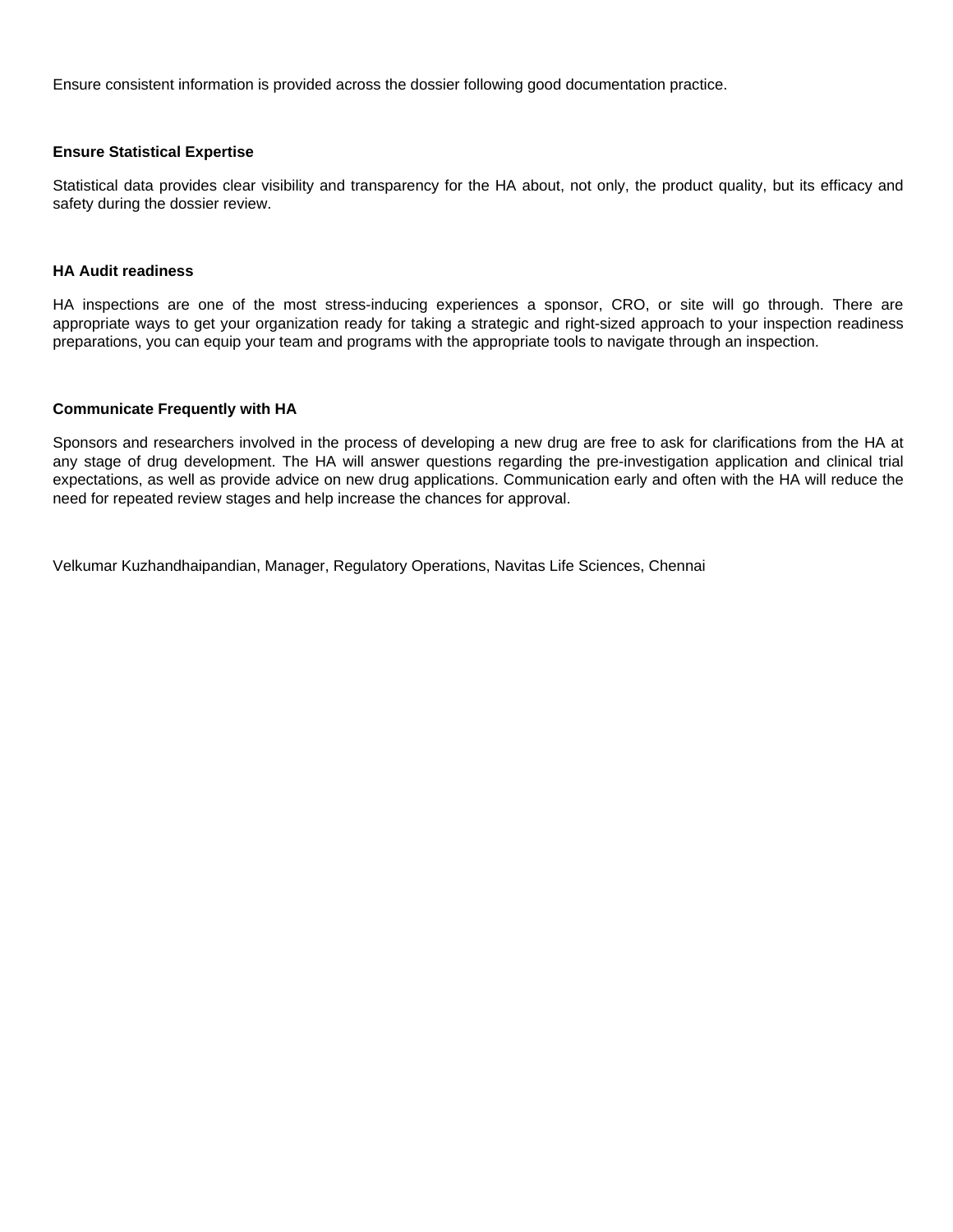Ensure consistent information is provided across the dossier following good documentation practice.

**Ensure Statistical Expertise**

Statistical data provides clear visibility and transparency for the HA about, not only, the product quality, but its efficacy and safety during the dossier review.

**HA Audit readiness**

HA inspections are one of the most stress-inducing experiences a sponsor, CRO, or site will go through. There are appropriate ways to get your organization ready for taking a strategic and right-sized approach to your inspection readiness preparations, you can equip your team and programs with the appropriate tools to navigate through an inspection.

**Communicate Frequently with HA**

Sponsors and researchers involved in the process of developing a new drug are free to ask for clarifications from the HA at any stage of drug development. The HA will answer questions regarding the pre-investigation application and clinical trial expectations, as well as provide advice on new drug applications. Communication early and often with the HA will reduce the need for repeated review stages and help increase the chances for approval.

Velkumar Kuzhandhaipandian, Manager, Regulatory Operations, Navitas Life Sciences, Chennai